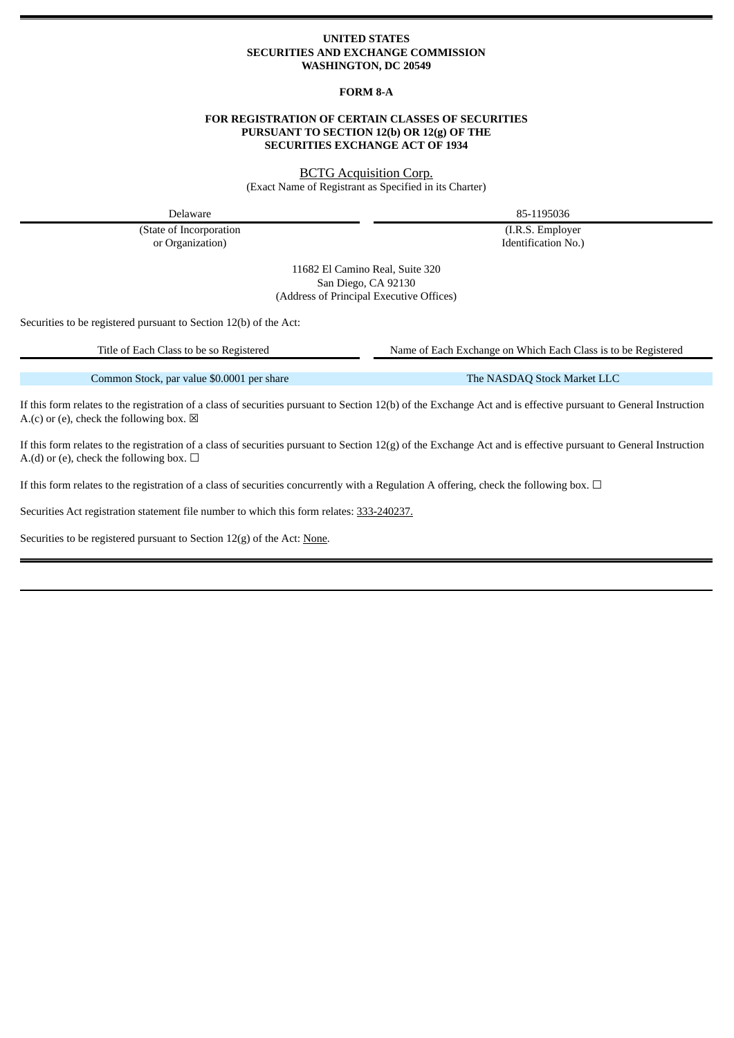**UNITED STATES**
**SECURITIES AND EXCHANGE COMMISSION**
**WASHINGTON, DC 20549**

**FORM 8-A**

**FOR REGISTRATION OF CERTAIN CLASSES OF SECURITIES**
**PURSUANT TO SECTION 12(b) OR 12(g) OF THE**
**SECURITIES EXCHANGE ACT OF 1934**

BCTG Acquisition Corp.
(Exact Name of Registrant as Specified in its Charter)

| Delaware | 85-1195036 |
|---|---|
| (State of Incorporation or Organization) | (I.R.S. Employer Identification No.) |

11682 El Camino Real, Suite 320
San Diego, CA 92130
(Address of Principal Executive Offices)

Securities to be registered pursuant to Section 12(b) of the Act:

| Title of Each Class to be so Registered | Name of Each Exchange on Which Each Class is to be Registered |
|---|---|
| Common Stock, par value $0.0001 per share | The NASDAQ Stock Market LLC |

If this form relates to the registration of a class of securities pursuant to Section 12(b) of the Exchange Act and is effective pursuant to General Instruction A.(c) or (e), check the following box. ☒

If this form relates to the registration of a class of securities pursuant to Section 12(g) of the Exchange Act and is effective pursuant to General Instruction A.(d) or (e), check the following box. ☐

If this form relates to the registration of a class of securities concurrently with a Regulation A offering, check the following box. ☐

Securities Act registration statement file number to which this form relates: 333-240237.

Securities to be registered pursuant to Section 12(g) of the Act: None.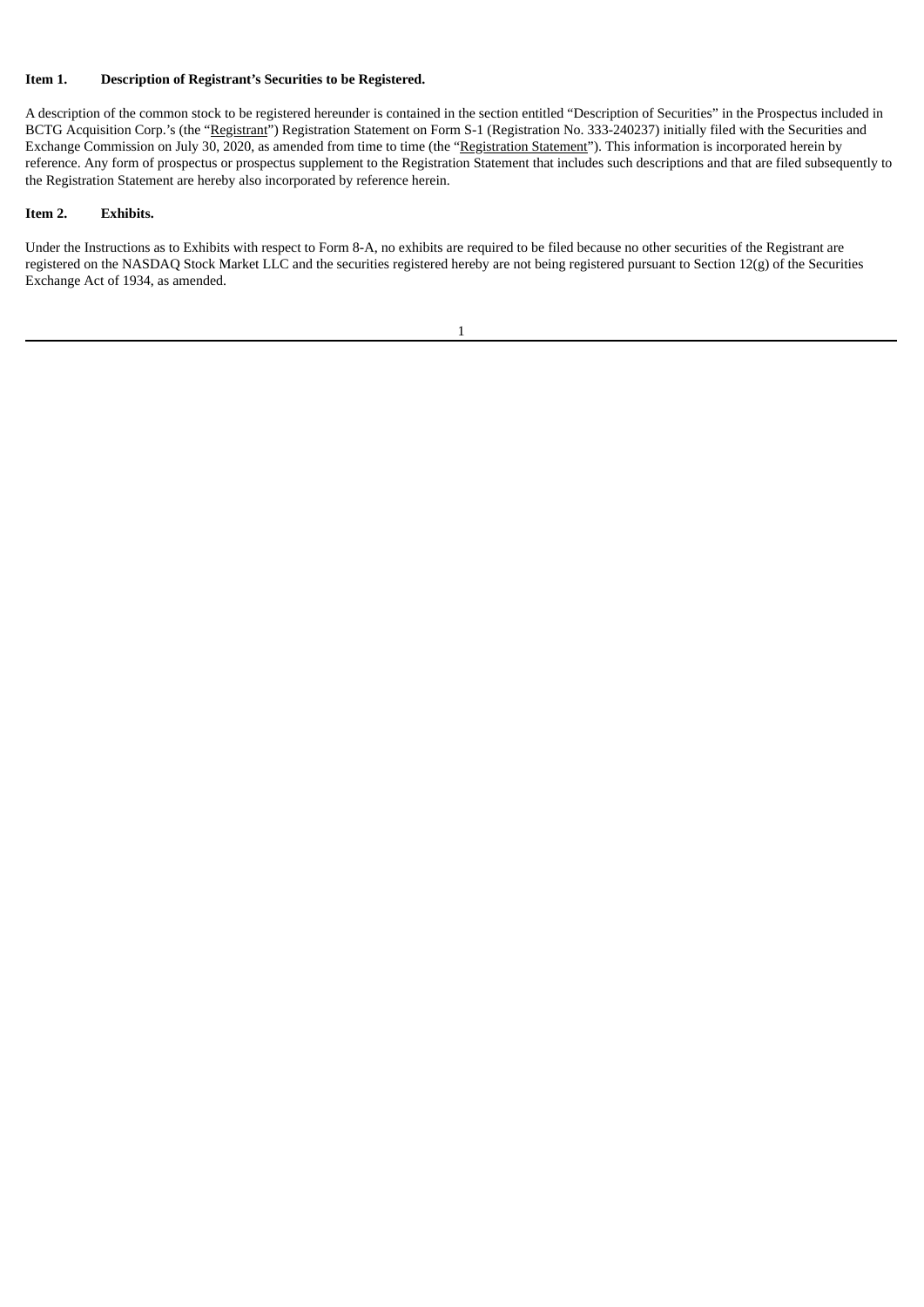**Item 1. Description of Registrant's Securities to be Registered.**

A description of the common stock to be registered hereunder is contained in the section entitled "Description of Securities" in the Prospectus included in BCTG Acquisition Corp.'s (the "Registrant") Registration Statement on Form S-1 (Registration No. 333-240237) initially filed with the Securities and Exchange Commission on July 30, 2020, as amended from time to time (the "Registration Statement"). This information is incorporated herein by reference. Any form of prospectus or prospectus supplement to the Registration Statement that includes such descriptions and that are filed subsequently to the Registration Statement are hereby also incorporated by reference herein.

**Item 2. Exhibits.**

Under the Instructions as to Exhibits with respect to Form 8-A, no exhibits are required to be filed because no other securities of the Registrant are registered on the NASDAQ Stock Market LLC and the securities registered hereby are not being registered pursuant to Section 12(g) of the Securities Exchange Act of 1934, as amended.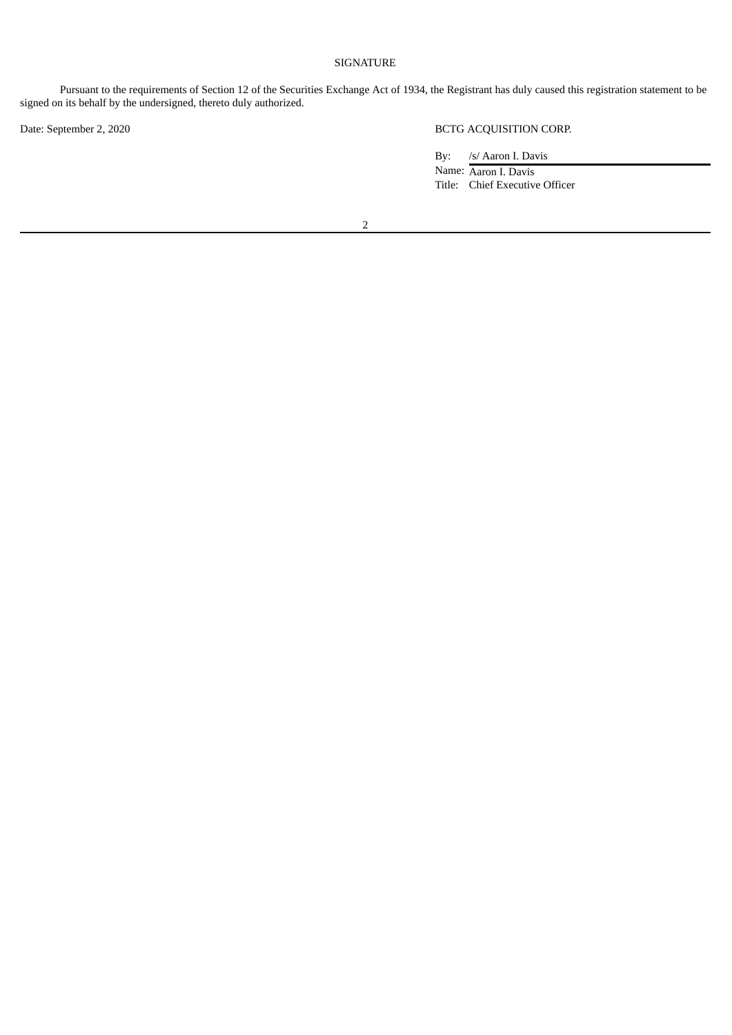SIGNATURE

Pursuant to the requirements of Section 12 of the Securities Exchange Act of 1934, the Registrant has duly caused this registration statement to be signed on its behalf by the undersigned, thereto duly authorized.

Date: September 2, 2020

BCTG ACQUISITION CORP.

By: /s/ Aaron I. Davis

Name: Aaron I. Davis

Title: Chief Executive Officer